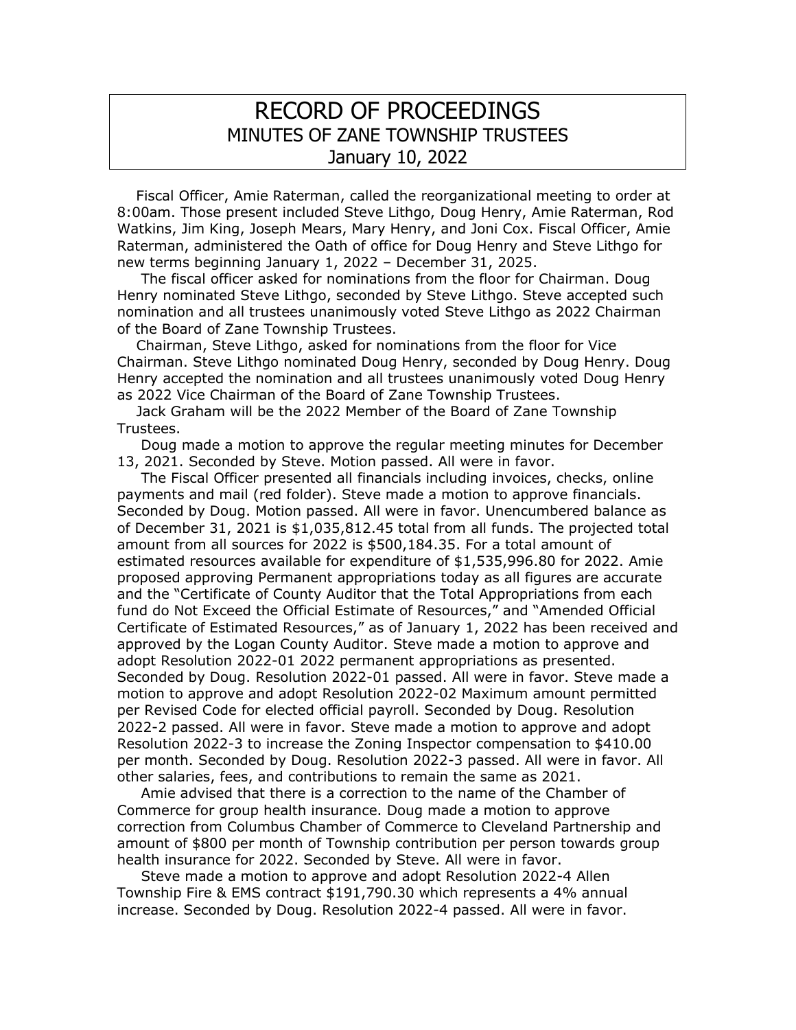# RECORD OF PROCEEDINGS
## MINUTES OF ZANE TOWNSHIP TRUSTEES
## January 10, 2022

Fiscal Officer, Amie Raterman, called the reorganizational meeting to order at 8:00am. Those present included Steve Lithgo, Doug Henry, Amie Raterman, Rod Watkins, Jim King, Joseph Mears, Mary Henry, and Joni Cox. Fiscal Officer, Amie Raterman, administered the Oath of office for Doug Henry and Steve Lithgo for new terms beginning January 1, 2022 – December 31, 2025.

The fiscal officer asked for nominations from the floor for Chairman. Doug Henry nominated Steve Lithgo, seconded by Steve Lithgo. Steve accepted such nomination and all trustees unanimously voted Steve Lithgo as 2022 Chairman of the Board of Zane Township Trustees.

Chairman, Steve Lithgo, asked for nominations from the floor for Vice Chairman. Steve Lithgo nominated Doug Henry, seconded by Doug Henry. Doug Henry accepted the nomination and all trustees unanimously voted Doug Henry as 2022 Vice Chairman of the Board of Zane Township Trustees.

Jack Graham will be the 2022 Member of the Board of Zane Township Trustees.

Doug made a motion to approve the regular meeting minutes for December 13, 2021. Seconded by Steve. Motion passed. All were in favor.

The Fiscal Officer presented all financials including invoices, checks, online payments and mail (red folder). Steve made a motion to approve financials. Seconded by Doug. Motion passed. All were in favor. Unencumbered balance as of December 31, 2021 is $1,035,812.45 total from all funds. The projected total amount from all sources for 2022 is $500,184.35. For a total amount of estimated resources available for expenditure of $1,535,996.80 for 2022. Amie proposed approving Permanent appropriations today as all figures are accurate and the "Certificate of County Auditor that the Total Appropriations from each fund do Not Exceed the Official Estimate of Resources," and "Amended Official Certificate of Estimated Resources," as of January 1, 2022 has been received and approved by the Logan County Auditor. Steve made a motion to approve and adopt Resolution 2022-01 2022 permanent appropriations as presented. Seconded by Doug. Resolution 2022-01 passed. All were in favor. Steve made a motion to approve and adopt Resolution 2022-02 Maximum amount permitted per Revised Code for elected official payroll. Seconded by Doug. Resolution 2022-2 passed. All were in favor. Steve made a motion to approve and adopt Resolution 2022-3 to increase the Zoning Inspector compensation to $410.00 per month. Seconded by Doug. Resolution 2022-3 passed. All were in favor. All other salaries, fees, and contributions to remain the same as 2021.

Amie advised that there is a correction to the name of the Chamber of Commerce for group health insurance. Doug made a motion to approve correction from Columbus Chamber of Commerce to Cleveland Partnership and amount of $800 per month of Township contribution per person towards group health insurance for 2022. Seconded by Steve. All were in favor.

Steve made a motion to approve and adopt Resolution 2022-4 Allen Township Fire & EMS contract $191,790.30 which represents a 4% annual increase. Seconded by Doug. Resolution 2022-4 passed. All were in favor.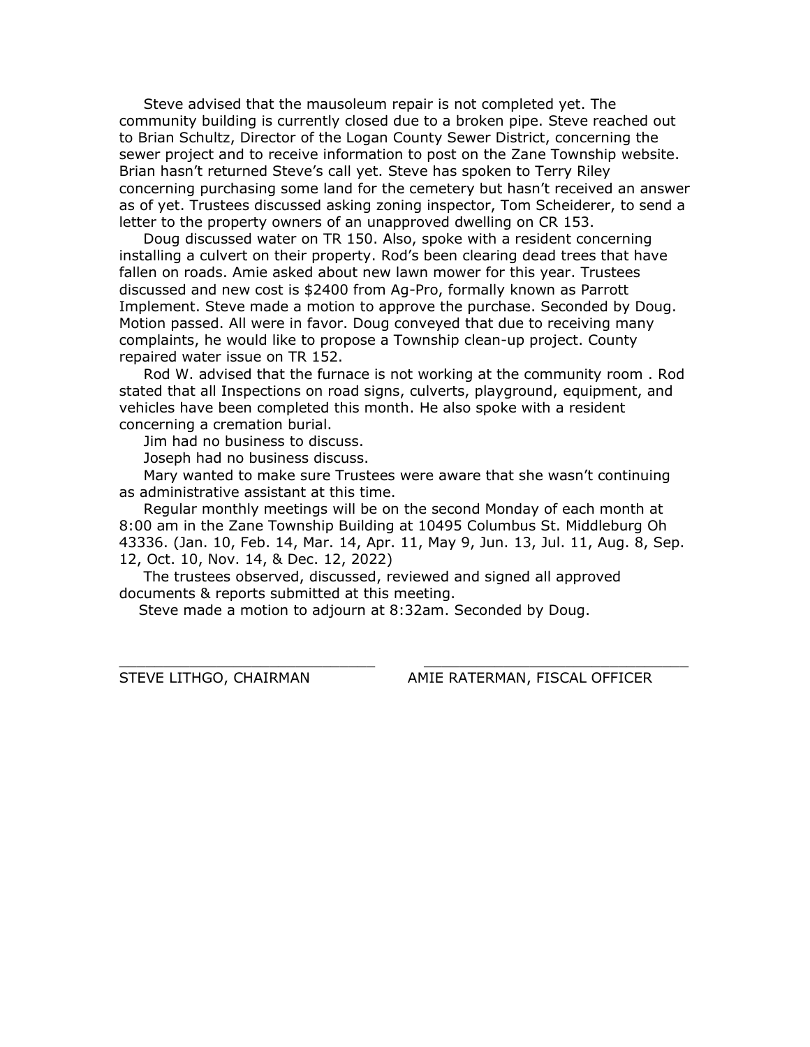Steve advised that the mausoleum repair is not completed yet. The community building is currently closed due to a broken pipe. Steve reached out to Brian Schultz, Director of the Logan County Sewer District, concerning the sewer project and to receive information to post on the Zane Township website. Brian hasn't returned Steve's call yet. Steve has spoken to Terry Riley concerning purchasing some land for the cemetery but hasn't received an answer as of yet. Trustees discussed asking zoning inspector, Tom Scheiderer, to send a letter to the property owners of an unapproved dwelling on CR 153.

Doug discussed water on TR 150. Also, spoke with a resident concerning installing a culvert on their property. Rod's been clearing dead trees that have fallen on roads. Amie asked about new lawn mower for this year. Trustees discussed and new cost is $2400 from Ag-Pro, formally known as Parrott Implement. Steve made a motion to approve the purchase. Seconded by Doug. Motion passed. All were in favor. Doug conveyed that due to receiving many complaints, he would like to propose a Township clean-up project. County repaired water issue on TR 152.

Rod W. advised that the furnace is not working at the community room . Rod stated that all Inspections on road signs, culverts, playground, equipment, and vehicles have been completed this month. He also spoke with a resident concerning a cremation burial.

Jim had no business to discuss.

Joseph had no business discuss.

Mary wanted to make sure Trustees were aware that she wasn't continuing as administrative assistant at this time.

Regular monthly meetings will be on the second Monday of each month at 8:00 am in the Zane Township Building at 10495 Columbus St. Middleburg Oh 43336. (Jan. 10, Feb. 14, Mar. 14, Apr. 11, May 9, Jun. 13, Jul. 11, Aug. 8, Sep. 12, Oct. 10, Nov. 14, & Dec. 12, 2022)

The trustees observed, discussed, reviewed and signed all approved documents & reports submitted at this meeting.

Steve made a motion to adjourn at 8:32am. Seconded by Doug.

_____________________________ _____________________________

STEVE LITHGO, CHAIRMAN AMIE RATERMAN, FISCAL OFFICER